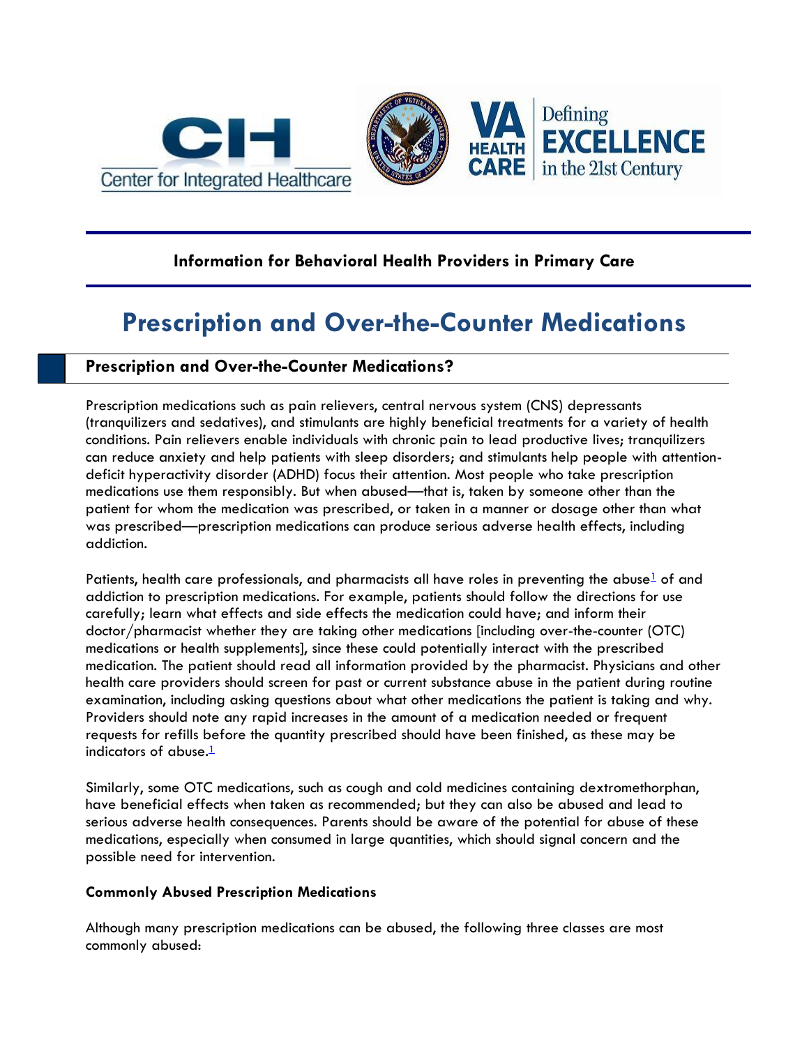**Information for Behavioral Health Providers in Primary Care**

# Prescription and Over-the-Counter Medications

## Prescription and Over-the-Counter Medications?

Prescription medications such as pain relievers, central nervous system (CNS) depressants (tranquilizers and sedatives), and stimulants are highly beneficial treatments for a variety of health conditions. Pain relievers enable individuals with chronic pain to lead productive lives; tranquilizers can reduce anxiety and help patients with sleep disorders; and stimulants help people with attention-deficit hyperactivity disorder (ADHD) focus their attention. Most people who take prescription medications use them responsibly. But when abused—that is, taken by someone other than the patient for whom the medication was prescribed, or taken in a manner or dosage other than what was prescribed—prescription medications can produce serious adverse health effects, including addiction.

Patients, health care professionals, and pharmacists all have roles in preventing the abuse[1] of and addiction to prescription medications. For example, patients should follow the directions for use carefully; learn what effects and side effects the medication could have; and inform their doctor/pharmacist whether they are taking other medications [including over-the-counter (OTC) medications or health supplements], since these could potentially interact with the prescribed medication. The patient should read all information provided by the pharmacist. Physicians and other health care providers should screen for past or current substance abuse in the patient during routine examination, including asking questions about what other medications the patient is taking and why. Providers should note any rapid increases in the amount of a medication needed or frequent requests for refills before the quantity prescribed should have been finished, as these may be indicators of abuse.[1]

Similarly, some OTC medications, such as cough and cold medicines containing dextromethorphan, have beneficial effects when taken as recommended; but they can also be abused and lead to serious adverse health consequences. Parents should be aware of the potential for abuse of these medications, especially when consumed in large quantities, which should signal concern and the possible need for intervention.

### Commonly Abused Prescription Medications

Although many prescription medications can be abused, the following three classes are most commonly abused: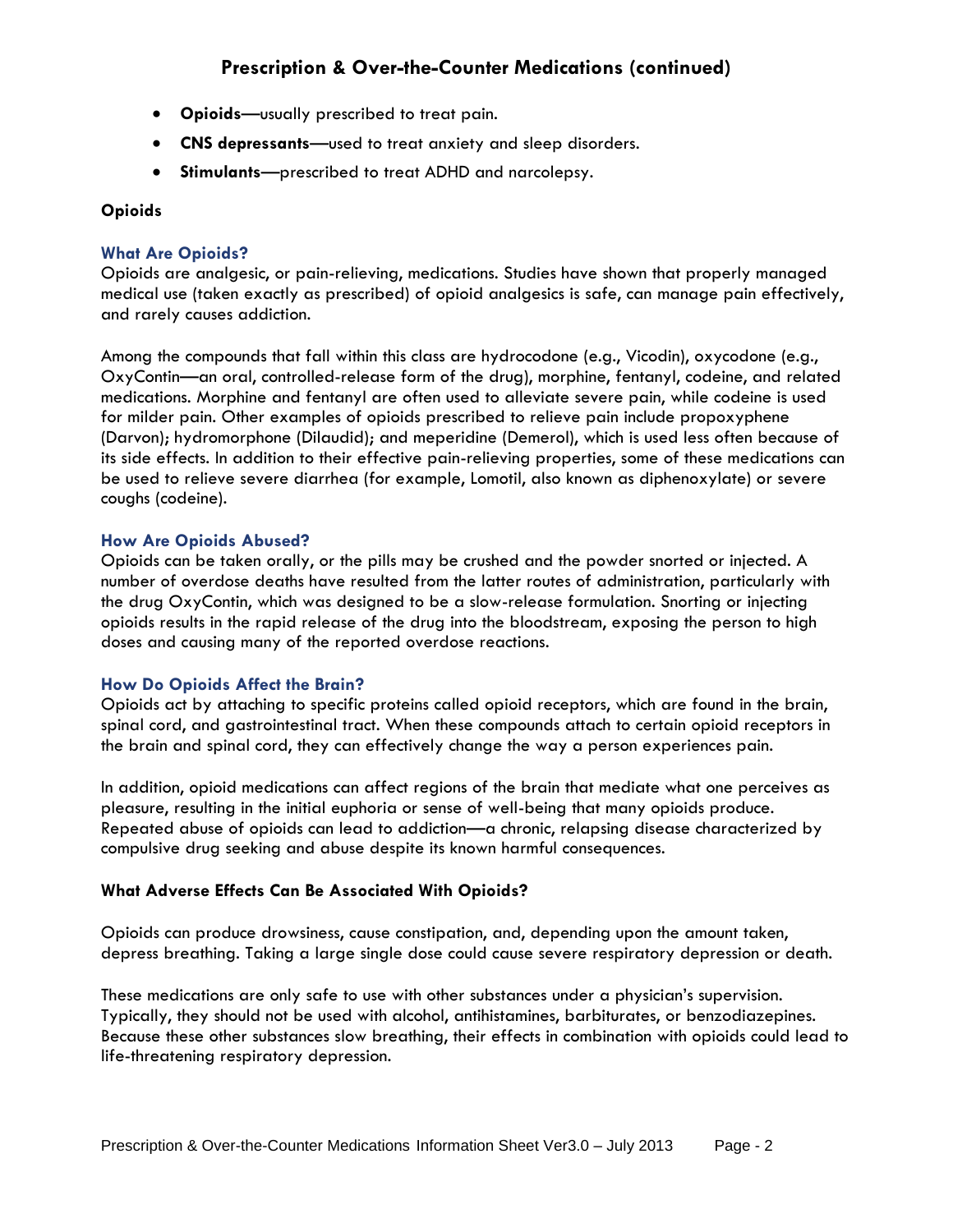## Prescription & Over-the-Counter Medications (continued)

- **Opioids—**usually prescribed to treat pain.
- **CNS depressants—**used to treat anxiety and sleep disorders.
- **Stimulants—**prescribed to treat ADHD and narcolepsy.

**Opioids**

### What Are Opioids?

Opioids are analgesic, or pain-relieving, medications. Studies have shown that properly managed medical use (taken exactly as prescribed) of opioid analgesics is safe, can manage pain effectively, and rarely causes addiction.

Among the compounds that fall within this class are hydrocodone (e.g., Vicodin), oxycodone (e.g., OxyContin—an oral, controlled-release form of the drug), morphine, fentanyl, codeine, and related medications. Morphine and fentanyl are often used to alleviate severe pain, while codeine is used for milder pain. Other examples of opioids prescribed to relieve pain include propoxyphene (Darvon); hydromorphone (Dilaudid); and meperidine (Demerol), which is used less often because of its side effects. In addition to their effective pain-relieving properties, some of these medications can be used to relieve severe diarrhea (for example, Lomotil, also known as diphenoxylate) or severe coughs (codeine).

### How Are Opioids Abused?

Opioids can be taken orally, or the pills may be crushed and the powder snorted or injected. A number of overdose deaths have resulted from the latter routes of administration, particularly with the drug OxyContin, which was designed to be a slow-release formulation. Snorting or injecting opioids results in the rapid release of the drug into the bloodstream, exposing the person to high doses and causing many of the reported overdose reactions.

### How Do Opioids Affect the Brain?

Opioids act by attaching to specific proteins called opioid receptors, which are found in the brain, spinal cord, and gastrointestinal tract. When these compounds attach to certain opioid receptors in the brain and spinal cord, they can effectively change the way a person experiences pain.

In addition, opioid medications can affect regions of the brain that mediate what one perceives as pleasure, resulting in the initial euphoria or sense of well-being that many opioids produce. Repeated abuse of opioids can lead to addiction—a chronic, relapsing disease characterized by compulsive drug seeking and abuse despite its known harmful consequences.

### What Adverse Effects Can Be Associated With Opioids?

Opioids can produce drowsiness, cause constipation, and, depending upon the amount taken, depress breathing. Taking a large single dose could cause severe respiratory depression or death.

These medications are only safe to use with other substances under a physician's supervision. Typically, they should not be used with alcohol, antihistamines, barbiturates, or benzodiazepines. Because these other substances slow breathing, their effects in combination with opioids could lead to life-threatening respiratory depression.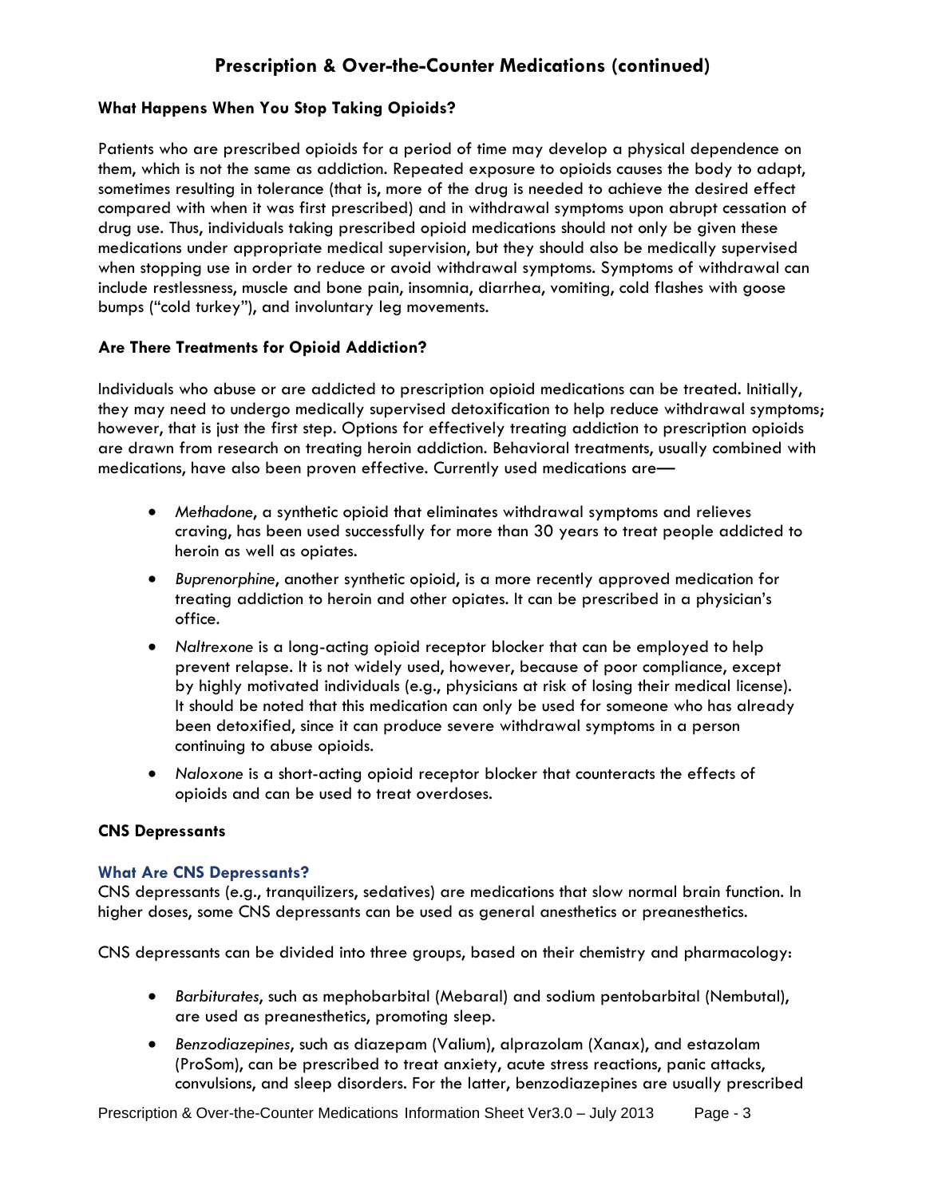## Prescription & Over-the-Counter Medications (continued)

### What Happens When You Stop Taking Opioids?

Patients who are prescribed opioids for a period of time may develop a physical dependence on them, which is not the same as addiction. Repeated exposure to opioids causes the body to adapt, sometimes resulting in tolerance (that is, more of the drug is needed to achieve the desired effect compared with when it was first prescribed) and in withdrawal symptoms upon abrupt cessation of drug use. Thus, individuals taking prescribed opioid medications should not only be given these medications under appropriate medical supervision, but they should also be medically supervised when stopping use in order to reduce or avoid withdrawal symptoms. Symptoms of withdrawal can include restlessness, muscle and bone pain, insomnia, diarrhea, vomiting, cold flashes with goose bumps ("cold turkey"), and involuntary leg movements.

### Are There Treatments for Opioid Addiction?

Individuals who abuse or are addicted to prescription opioid medications can be treated. Initially, they may need to undergo medically supervised detoxification to help reduce withdrawal symptoms; however, that is just the first step. Options for effectively treating addiction to prescription opioids are drawn from research on treating heroin addiction. Behavioral treatments, usually combined with medications, have also been proven effective. Currently used medications are—

- *Methadone*, a synthetic opioid that eliminates withdrawal symptoms and relieves craving, has been used successfully for more than 30 years to treat people addicted to heroin as well as opiates.
- *Buprenorphine*, another synthetic opioid, is a more recently approved medication for treating addiction to heroin and other opiates. It can be prescribed in a physician's office.
- *Naltrexone* is a long-acting opioid receptor blocker that can be employed to help prevent relapse. It is not widely used, however, because of poor compliance, except by highly motivated individuals (e.g., physicians at risk of losing their medical license). It should be noted that this medication can only be used for someone who has already been detoxified, since it can produce severe withdrawal symptoms in a person continuing to abuse opioids.
- *Naloxone* is a short-acting opioid receptor blocker that counteracts the effects of opioids and can be used to treat overdoses.

### CNS Depressants

#### What Are CNS Depressants?

CNS depressants (e.g., tranquilizers, sedatives) are medications that slow normal brain function. In higher doses, some CNS depressants can be used as general anesthetics or preanesthetics.

CNS depressants can be divided into three groups, based on their chemistry and pharmacology:

- *Barbiturates*, such as mephobarbital (Mebaral) and sodium pentobarbital (Nembutal), are used as preanesthetics, promoting sleep.
- *Benzodiazepines*, such as diazepam (Valium), alprazolam (Xanax), and estazolam (ProSom), can be prescribed to treat anxiety, acute stress reactions, panic attacks, convulsions, and sleep disorders. For the latter, benzodiazepines are usually prescribed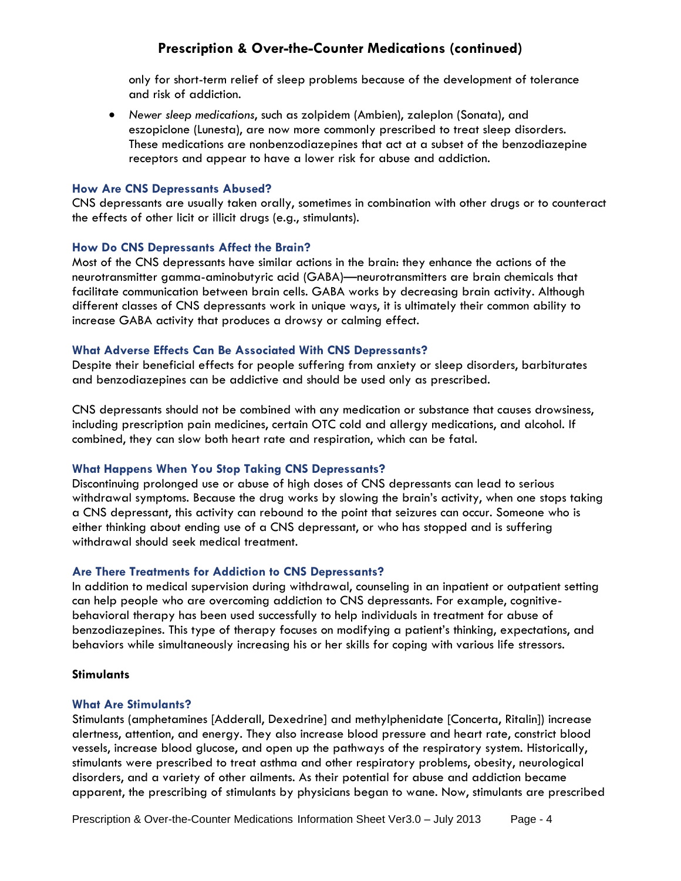only for short-term relief of sleep problems because of the development of tolerance and risk of addiction.

- *Newer sleep medications*, such as zolpidem (Ambien), zaleplon (Sonata), and eszopiclone (Lunesta), are now more commonly prescribed to treat sleep disorders. These medications are nonbenzodiazepines that act at a subset of the benzodiazepine receptors and appear to have a lower risk for abuse and addiction.

### How Are CNS Depressants Abused?

CNS depressants are usually taken orally, sometimes in combination with other drugs or to counteract the effects of other licit or illicit drugs (e.g., stimulants).

### How Do CNS Depressants Affect the Brain?

Most of the CNS depressants have similar actions in the brain: they enhance the actions of the neurotransmitter gamma-aminobutyric acid (GABA)—neurotransmitters are brain chemicals that facilitate communication between brain cells. GABA works by decreasing brain activity. Although different classes of CNS depressants work in unique ways, it is ultimately their common ability to increase GABA activity that produces a drowsy or calming effect.

### What Adverse Effects Can Be Associated With CNS Depressants?

Despite their beneficial effects for people suffering from anxiety or sleep disorders, barbiturates and benzodiazepines can be addictive and should be used only as prescribed.

CNS depressants should not be combined with any medication or substance that causes drowsiness, including prescription pain medicines, certain OTC cold and allergy medications, and alcohol. If combined, they can slow both heart rate and respiration, which can be fatal.

### What Happens When You Stop Taking CNS Depressants?

Discontinuing prolonged use or abuse of high doses of CNS depressants can lead to serious withdrawal symptoms. Because the drug works by slowing the brain's activity, when one stops taking a CNS depressant, this activity can rebound to the point that seizures can occur. Someone who is either thinking about ending use of a CNS depressant, or who has stopped and is suffering withdrawal should seek medical treatment.

### Are There Treatments for Addiction to CNS Depressants?

In addition to medical supervision during withdrawal, counseling in an inpatient or outpatient setting can help people who are overcoming addiction to CNS depressants. For example, cognitive-behavioral therapy has been used successfully to help individuals in treatment for abuse of benzodiazepines. This type of therapy focuses on modifying a patient's thinking, expectations, and behaviors while simultaneously increasing his or her skills for coping with various life stressors.

## Stimulants

### What Are Stimulants?

Stimulants (amphetamines [Adderall, Dexedrine] and methylphenidate [Concerta, Ritalin]) increase alertness, attention, and energy. They also increase blood pressure and heart rate, constrict blood vessels, increase blood glucose, and open up the pathways of the respiratory system. Historically, stimulants were prescribed to treat asthma and other respiratory problems, obesity, neurological disorders, and a variety of other ailments. As their potential for abuse and addiction became apparent, the prescribing of stimulants by physicians began to wane. Now, stimulants are prescribed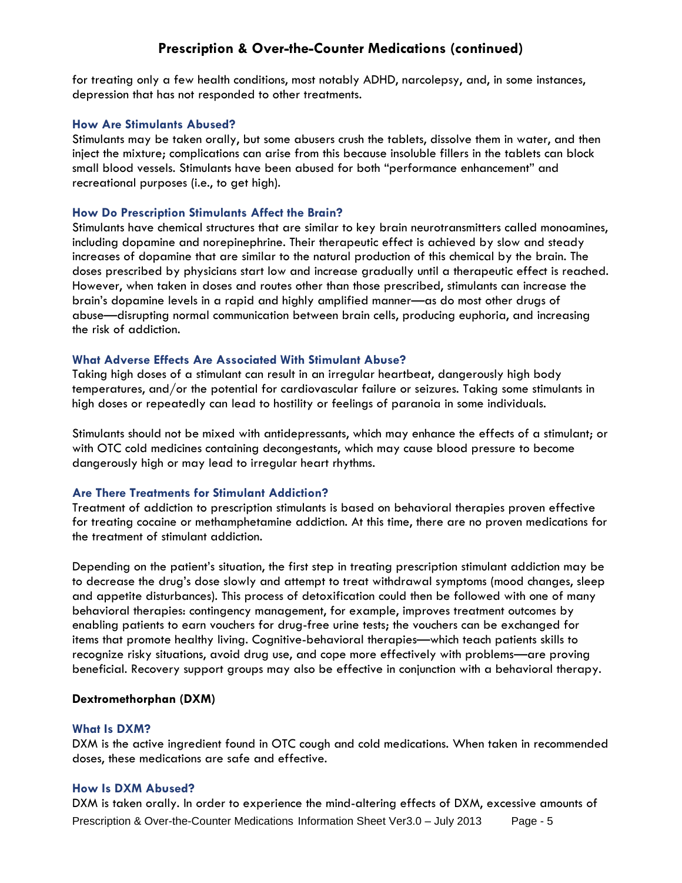for treating only a few health conditions, most notably ADHD, narcolepsy, and, in some instances, depression that has not responded to other treatments.

### How Are Stimulants Abused?

Stimulants may be taken orally, but some abusers crush the tablets, dissolve them in water, and then inject the mixture; complications can arise from this because insoluble fillers in the tablets can block small blood vessels. Stimulants have been abused for both "performance enhancement" and recreational purposes (i.e., to get high).

### How Do Prescription Stimulants Affect the Brain?

Stimulants have chemical structures that are similar to key brain neurotransmitters called monoamines, including dopamine and norepinephrine. Their therapeutic effect is achieved by slow and steady increases of dopamine that are similar to the natural production of this chemical by the brain. The doses prescribed by physicians start low and increase gradually until a therapeutic effect is reached. However, when taken in doses and routes other than those prescribed, stimulants can increase the brain's dopamine levels in a rapid and highly amplified manner—as do most other drugs of abuse—disrupting normal communication between brain cells, producing euphoria, and increasing the risk of addiction.

### What Adverse Effects Are Associated With Stimulant Abuse?

Taking high doses of a stimulant can result in an irregular heartbeat, dangerously high body temperatures, and/or the potential for cardiovascular failure or seizures. Taking some stimulants in high doses or repeatedly can lead to hostility or feelings of paranoia in some individuals.

Stimulants should not be mixed with antidepressants, which may enhance the effects of a stimulant; or with OTC cold medicines containing decongestants, which may cause blood pressure to become dangerously high or may lead to irregular heart rhythms.

### Are There Treatments for Stimulant Addiction?

Treatment of addiction to prescription stimulants is based on behavioral therapies proven effective for treating cocaine or methamphetamine addiction. At this time, there are no proven medications for the treatment of stimulant addiction.

Depending on the patient's situation, the first step in treating prescription stimulant addiction may be to decrease the drug's dose slowly and attempt to treat withdrawal symptoms (mood changes, sleep and appetite disturbances). This process of detoxification could then be followed with one of many behavioral therapies: contingency management, for example, improves treatment outcomes by enabling patients to earn vouchers for drug-free urine tests; the vouchers can be exchanged for items that promote healthy living. Cognitive-behavioral therapies—which teach patients skills to recognize risky situations, avoid drug use, and cope more effectively with problems—are proving beneficial. Recovery support groups may also be effective in conjunction with a behavioral therapy.

## Dextromethorphan (DXM)

### What Is DXM?

DXM is the active ingredient found in OTC cough and cold medications. When taken in recommended doses, these medications are safe and effective.

### How Is DXM Abused?

DXM is taken orally. In order to experience the mind-altering effects of DXM, excessive amounts of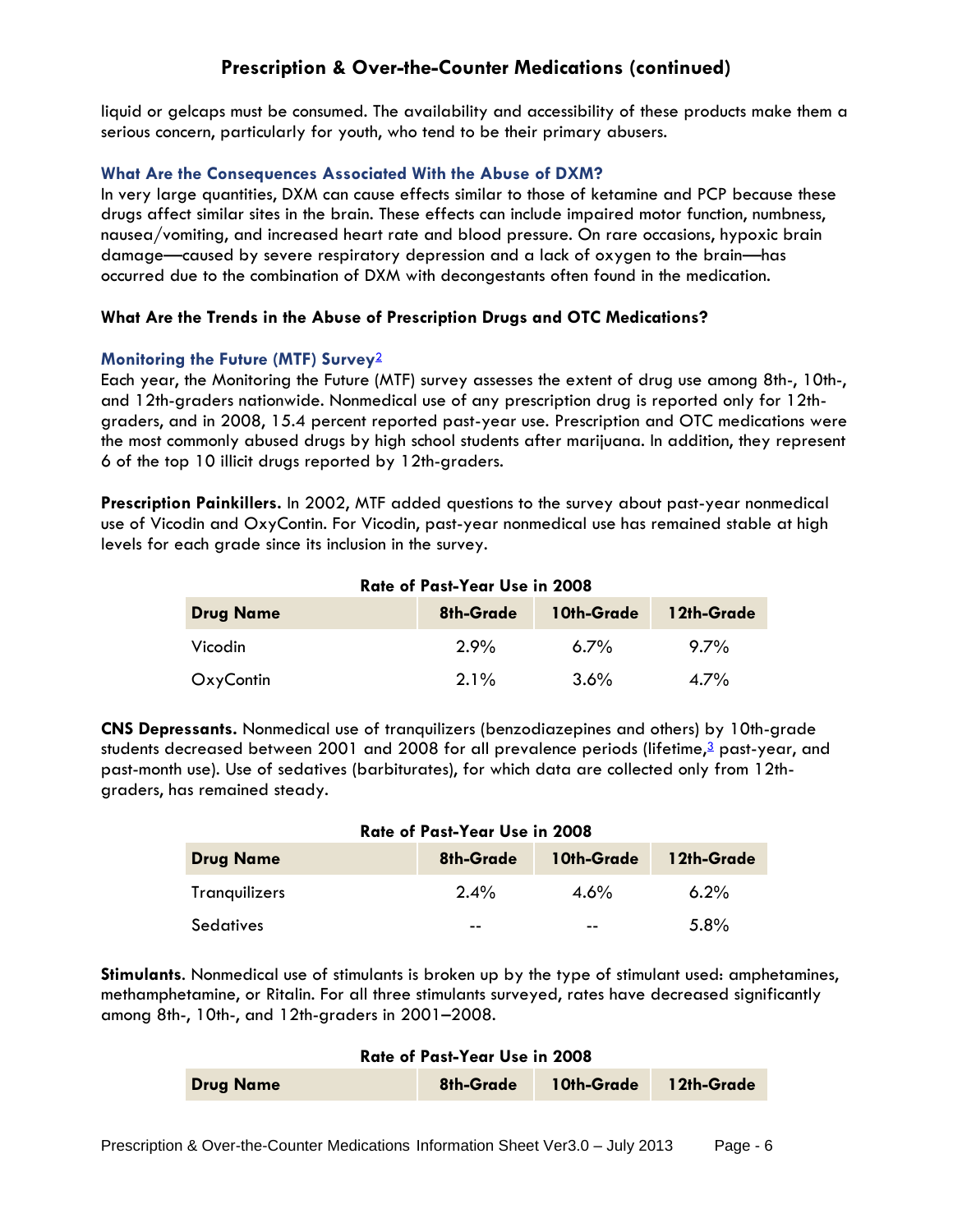liquid or gelcaps must be consumed. The availability and accessibility of these products make them a serious concern, particularly for youth, who tend to be their primary abusers.

### What Are the Consequences Associated With the Abuse of DXM?

In very large quantities, DXM can cause effects similar to those of ketamine and PCP because these drugs affect similar sites in the brain. These effects can include impaired motor function, numbness, nausea/vomiting, and increased heart rate and blood pressure. On rare occasions, hypoxic brain damage—caused by severe respiratory depression and a lack of oxygen to the brain—has occurred due to the combination of DXM with decongestants often found in the medication.

## What Are the Trends in the Abuse of Prescription Drugs and OTC Medications?

### Monitoring the Future (MTF) Survey[2]

Each year, the Monitoring the Future (MTF) survey assesses the extent of drug use among 8th-, 10th-, and 12th-graders nationwide. Nonmedical use of any prescription drug is reported only for 12th-graders, and in 2008, 15.4 percent reported past-year use. Prescription and OTC medications were the most commonly abused drugs by high school students after marijuana. In addition, they represent 6 of the top 10 illicit drugs reported by 12th-graders.

**Prescription Painkillers.** In 2002, MTF added questions to the survey about past-year nonmedical use of Vicodin and OxyContin. For Vicodin, past-year nonmedical use has remained stable at high levels for each grade since its inclusion in the survey.

**Rate of Past-Year Use in 2008**

| Drug Name | 8th-Grade | 10th-Grade | 12th-Grade |
|---|---|---|---|
| Vicodin | 2.9% | 6.7% | 9.7% |
| OxyContin | 2.1% | 3.6% | 4.7% |

**CNS Depressants.** Nonmedical use of tranquilizers (benzodiazepines and others) by 10th-grade students decreased between 2001 and 2008 for all prevalence periods (lifetime,[3] past-year, and past-month use). Use of sedatives (barbiturates), for which data are collected only from 12th-graders, has remained steady.

**Rate of Past-Year Use in 2008**

| Drug Name | 8th-Grade | 10th-Grade | 12th-Grade |
|---|---|---|---|
| Tranquilizers | 2.4% | 4.6% | 6.2% |
| Sedatives | -- | -- | 5.8% |

**Stimulants**. Nonmedical use of stimulants is broken up by the type of stimulant used: amphetamines, methamphetamine, or Ritalin. For all three stimulants surveyed, rates have decreased significantly among 8th-, 10th-, and 12th-graders in 2001–2008.

**Rate of Past-Year Use in 2008**

| Drug Name | 8th-Grade | 10th-Grade | 12th-Grade |
|---|---|---|---|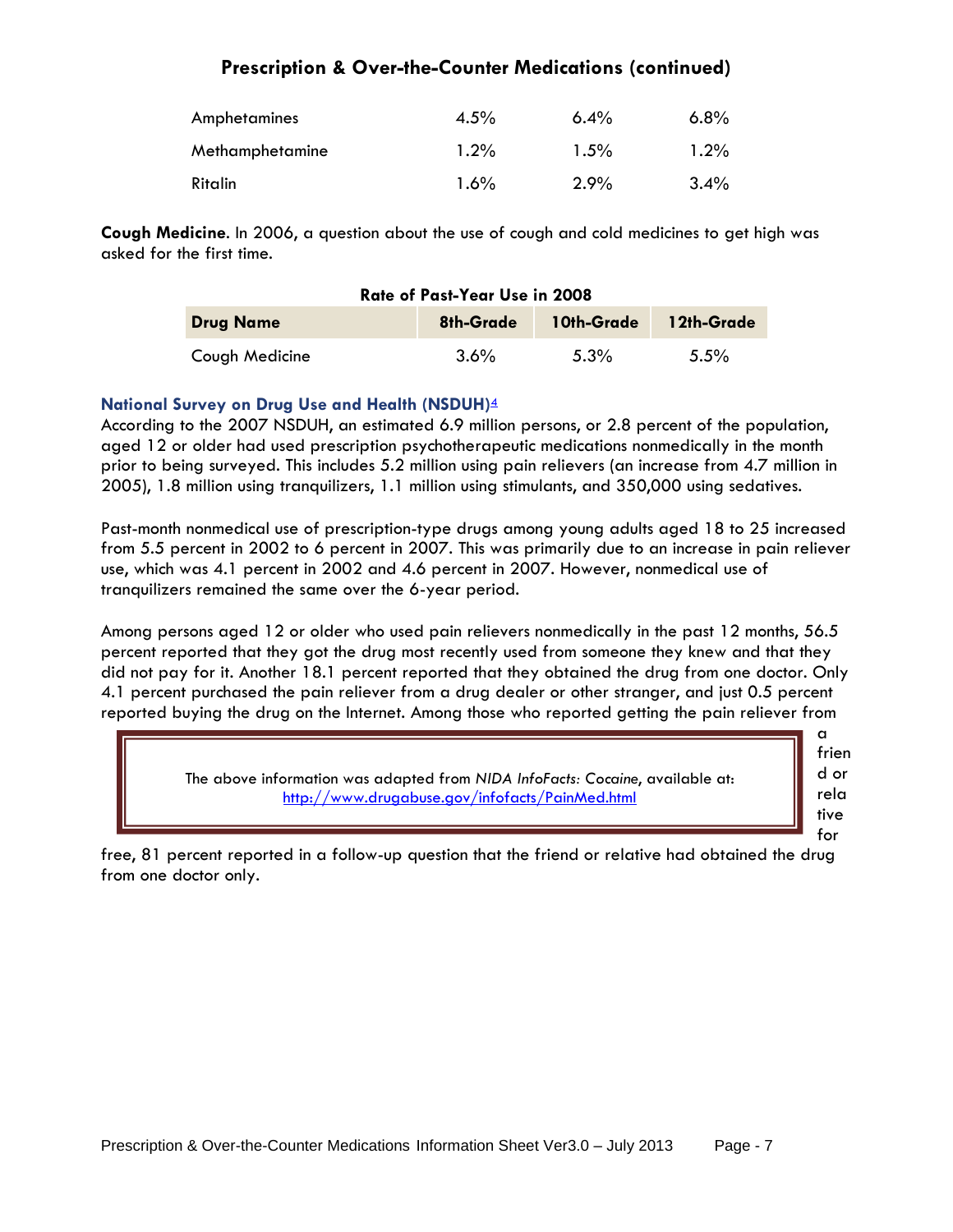## Prescription & Over-the-Counter Medications (continued)

| | | | |
|---|---|---|---|
| Amphetamines | 4.5% | 6.4% | 6.8% |
| Methamphetamine | 1.2% | 1.5% | 1.2% |
| Ritalin | 1.6% | 2.9% | 3.4% |

**Cough Medicine**. In 2006, a question about the use of cough and cold medicines to get high was asked for the first time.

**Rate of Past-Year Use in 2008**

| Drug Name | 8th-Grade | 10th-Grade | 12th-Grade |
|---|---|---|---|
| Cough Medicine | 3.6% | 5.3% | 5.5% |

### National Survey on Drug Use and Health (NSDUH)[4]

According to the 2007 NSDUH, an estimated 6.9 million persons, or 2.8 percent of the population, aged 12 or older had used prescription psychotherapeutic medications nonmedically in the month prior to being surveyed. This includes 5.2 million using pain relievers (an increase from 4.7 million in 2005), 1.8 million using tranquilizers, 1.1 million using stimulants, and 350,000 using sedatives.

Past-month nonmedical use of prescription-type drugs among young adults aged 18 to 25 increased from 5.5 percent in 2002 to 6 percent in 2007. This was primarily due to an increase in pain reliever use, which was 4.1 percent in 2002 and 4.6 percent in 2007. However, nonmedical use of tranquilizers remained the same over the 6-year period.

Among persons aged 12 or older who used pain relievers nonmedically in the past 12 months, 56.5 percent reported that they got the drug most recently used from someone they knew and that they did not pay for it. Another 18.1 percent reported that they obtained the drug from one doctor. Only 4.1 percent purchased the pain reliever from a drug dealer or other stranger, and just 0.5 percent reported buying the drug on the Internet. Among those who reported getting the pain reliever from a friend or relative for free, 81 percent reported in a follow-up question that the friend or relative had obtained the drug from one doctor only.

> The above information was adapted from *NIDA InfoFacts: Cocaine*, available at: http://www.drugabuse.gov/infofacts/PainMed.html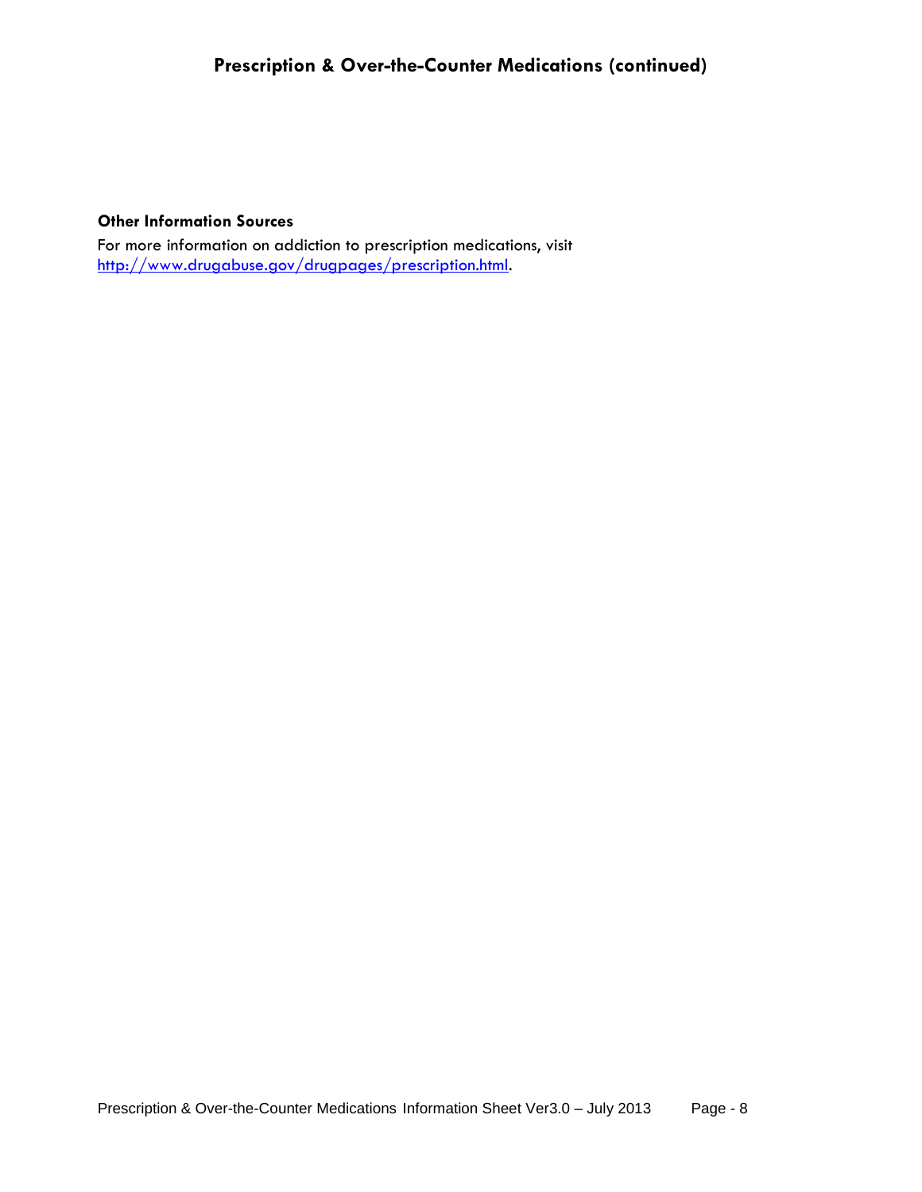## Prescription & Over-the-Counter Medications (continued)

**Other Information Sources**

For more information on addiction to prescription medications, visit http://www.drugabuse.gov/drugpages/prescription.html.